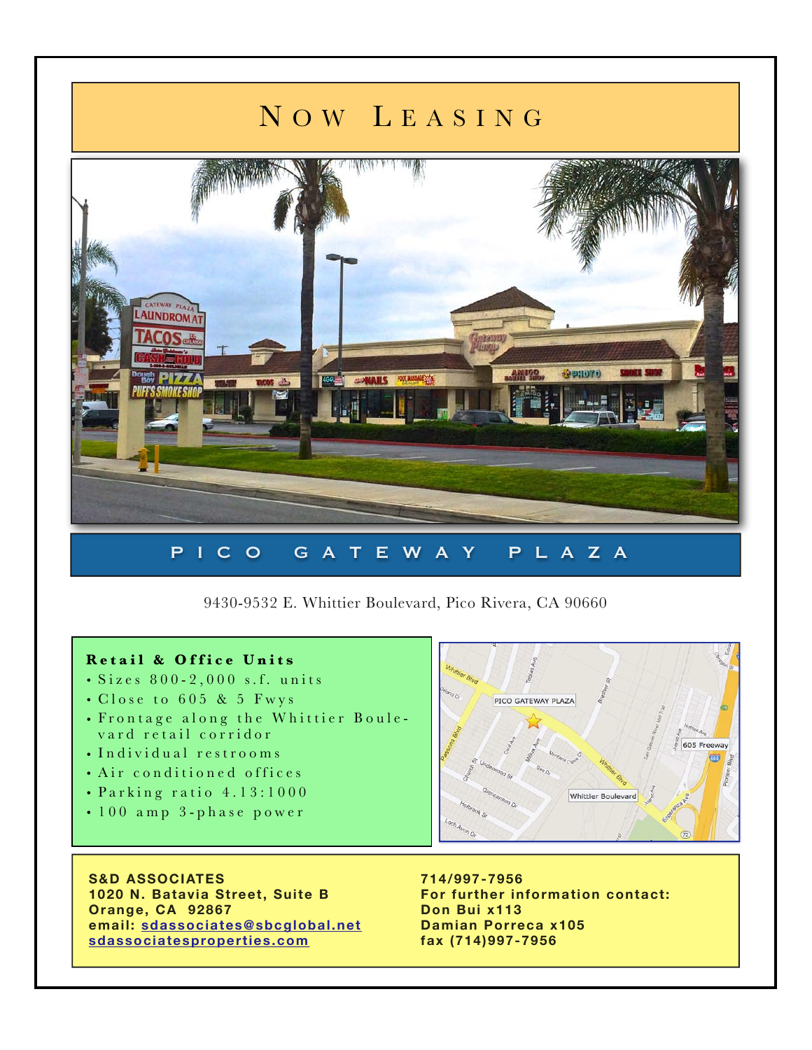# Now Leasing

## PICO GATEWAY PLAZA

9430-9532 E. Whittier Boulevard, Pico Rivera, CA 90660

### Retail & Office Units

- Sizes 800-2,000 s.f. units
- Close to 605 & 5 Fwys
- Frontage along the Whittier Boulevard retail corridor
- Individual restrooms
- Air conditioned offices
- Parking ratio 4.13:1000
- 100 amp 3-phase power

**S&D ASSOCIATES**
**1020 N. Batavia Street, Suite B**
**Orange, CA 92867**
**email: sdassociates@sbcglobal.net**
**sdassociatesproperties.com**

**714/997-7956**
**For further information contact:**
**Don Bui x113**
**Damian Porreca x105**
**fax (714)997-7956**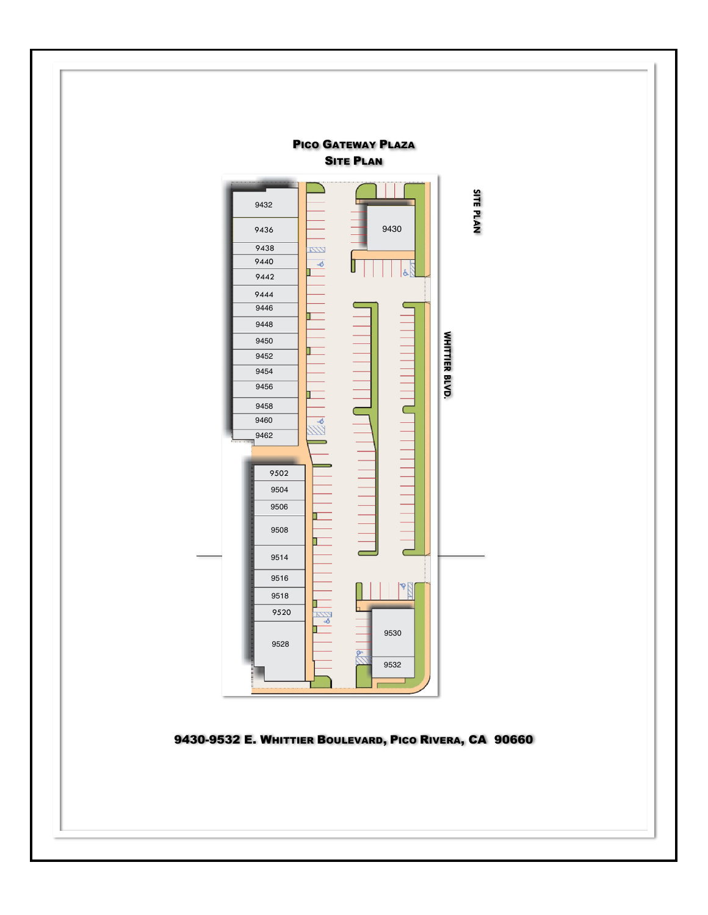# Pico Gateway Plaza
## Site Plan

SITE PLAN

9432
9436
9438
9440
9442
9444
9446
9448
9450
9452
9454
9456
9458
9460
9462
9502
9504
9506
9508
9514
9516
9518
9520
9528
9430
9530
9532

WHITTIER BLVD.

**9430-9532 E. Whittier Boulevard, Pico Rivera, CA 90660**